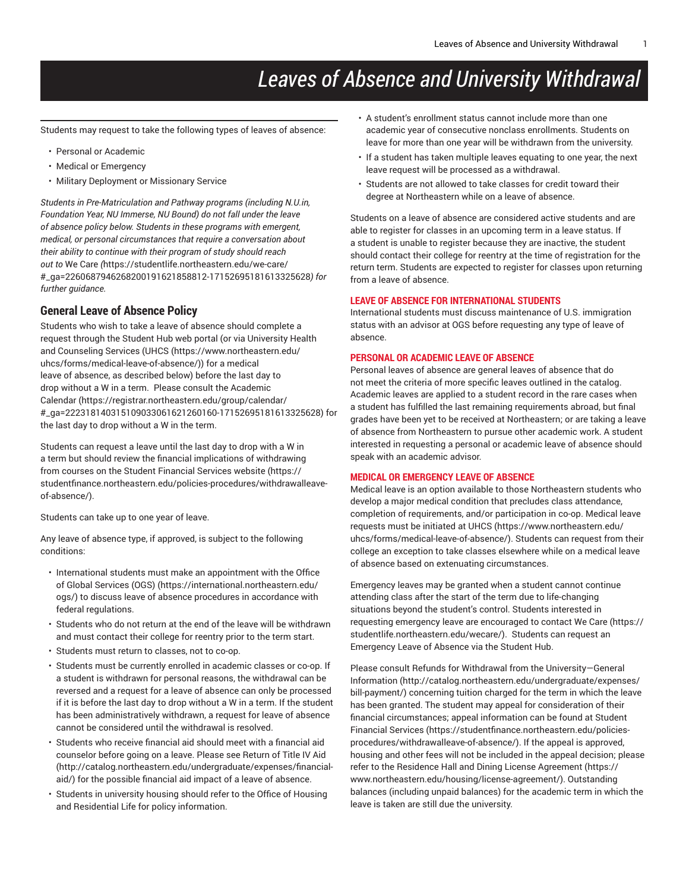# Leaves of Absence and University Withdrawal

Students may request to take the following types of leaves of absence:

- Personal or Academic
- Medical or Emergency
- Military Deployment or Missionary Service

*Students in Pre-Matriculation and Pathway programs (including N.U.in, Foundation Year, NU Immerse, NU Bound) do not fall under the leave of absence policy below. Students in these programs with emergent, medical, or personal circumstances that require a conversation about their ability to continue with their program of study should reach out to* We Care *(*https://studentlife.northeastern.edu/we-care/#_ga=2260687946268200191621858812-171526951816133256​28*) for further guidance.*

## General Leave of Absence Policy

Students who wish to take a leave of absence should complete a request through the Student Hub web portal (or via University Health and Counseling Services (UHCS (https://www.northeastern.edu/uhcs/forms/medical-leave-of-absence/)) for a medical leave of absence, as described below) before the last day to drop without a W in a term.  Please consult the Academic Calendar (https://registrar.northeastern.edu/group/calendar/#_ga=2223181403151090330616212601​60-171526951816133256​28) for the last day to drop without a W in the term.

Students can request a leave until the last day to drop with a W in a term but should review the financial implications of withdrawing from courses on the Student Financial Services website (https://studentfinance.northeastern.edu/policies-procedures/withdrawalleave-of-absence/).

Students can take up to one year of leave.

Any leave of absence type, if approved, is subject to the following conditions:

- International students must make an appointment with the Office of Global Services (OGS) (https://international.northeastern.edu/ogs/) to discuss leave of absence procedures in accordance with federal regulations.
- Students who do not return at the end of the leave will be withdrawn and must contact their college for reentry prior to the term start.
- Students must return to classes, not to co-op.
- Students must be currently enrolled in academic classes or co-op. If a student is withdrawn for personal reasons, the withdrawal can be reversed and a request for a leave of absence can only be processed if it is before the last day to drop without a W in a term. If the student has been administratively withdrawn, a request for leave of absence cannot be considered until the withdrawal is resolved.
- Students who receive financial aid should meet with a financial aid counselor before going on a leave. Please see Return of Title IV Aid (http://catalog.northeastern.edu/undergraduate/expenses/financial-aid/) for the possible financial aid impact of a leave of absence.
- Students in university housing should refer to the Office of Housing and Residential Life for policy information.
- A student's enrollment status cannot include more than one academic year of consecutive nonclass enrollments. Students on leave for more than one year will be withdrawn from the university.
- If a student has taken multiple leaves equating to one year, the next leave request will be processed as a withdrawal.
- Students are not allowed to take classes for credit toward their degree at Northeastern while on a leave of absence.

Students on a leave of absence are considered active students and are able to register for classes in an upcoming term in a leave status. If a student is unable to register because they are inactive, the student should contact their college for reentry at the time of registration for the return term. Students are expected to register for classes upon returning from a leave of absence.

### LEAVE OF ABSENCE FOR INTERNATIONAL STUDENTS

International students must discuss maintenance of U.S. immigration status with an advisor at OGS before requesting any type of leave of absence.

### PERSONAL OR ACADEMIC LEAVE OF ABSENCE

Personal leaves of absence are general leaves of absence that do not meet the criteria of more specific leaves outlined in the catalog. Academic leaves are applied to a student record in the rare cases when a student has fulfilled the last remaining requirements abroad, but final grades have been yet to be received at Northeastern; or are taking a leave of absence from Northeastern to pursue other academic work. A student interested in requesting a personal or academic leave of absence should speak with an academic advisor.

### MEDICAL OR EMERGENCY LEAVE OF ABSENCE

Medical leave is an option available to those Northeastern students who develop a major medical condition that precludes class attendance, completion of requirements, and/or participation in co-op. Medical leave requests must be initiated at UHCS (https://www.northeastern.edu/uhcs/forms/medical-leave-of-absence/). Students can request from their college an exception to take classes elsewhere while on a medical leave of absence based on extenuating circumstances.

Emergency leaves may be granted when a student cannot continue attending class after the start of the term due to life-changing situations beyond the student's control. Students interested in requesting emergency leave are encouraged to contact We Care (https://studentlife.northeastern.edu/wecare/).  Students can request an Emergency Leave of Absence via the Student Hub.

Please consult Refunds for Withdrawal from the University—General Information (http://catalog.northeastern.edu/undergraduate/expenses/bill-payment/) concerning tuition charged for the term in which the leave has been granted. The student may appeal for consideration of their financial circumstances; appeal information can be found at Student Financial Services (https://studentfinance.northeastern.edu/policies-procedures/withdrawalleave-of-absence/). If the appeal is approved, housing and other fees will not be included in the appeal decision; please refer to the Residence Hall and Dining License Agreement (https://www.northeastern.edu/housing/license-agreement/). Outstanding balances (including unpaid balances) for the academic term in which the leave is taken are still due the university.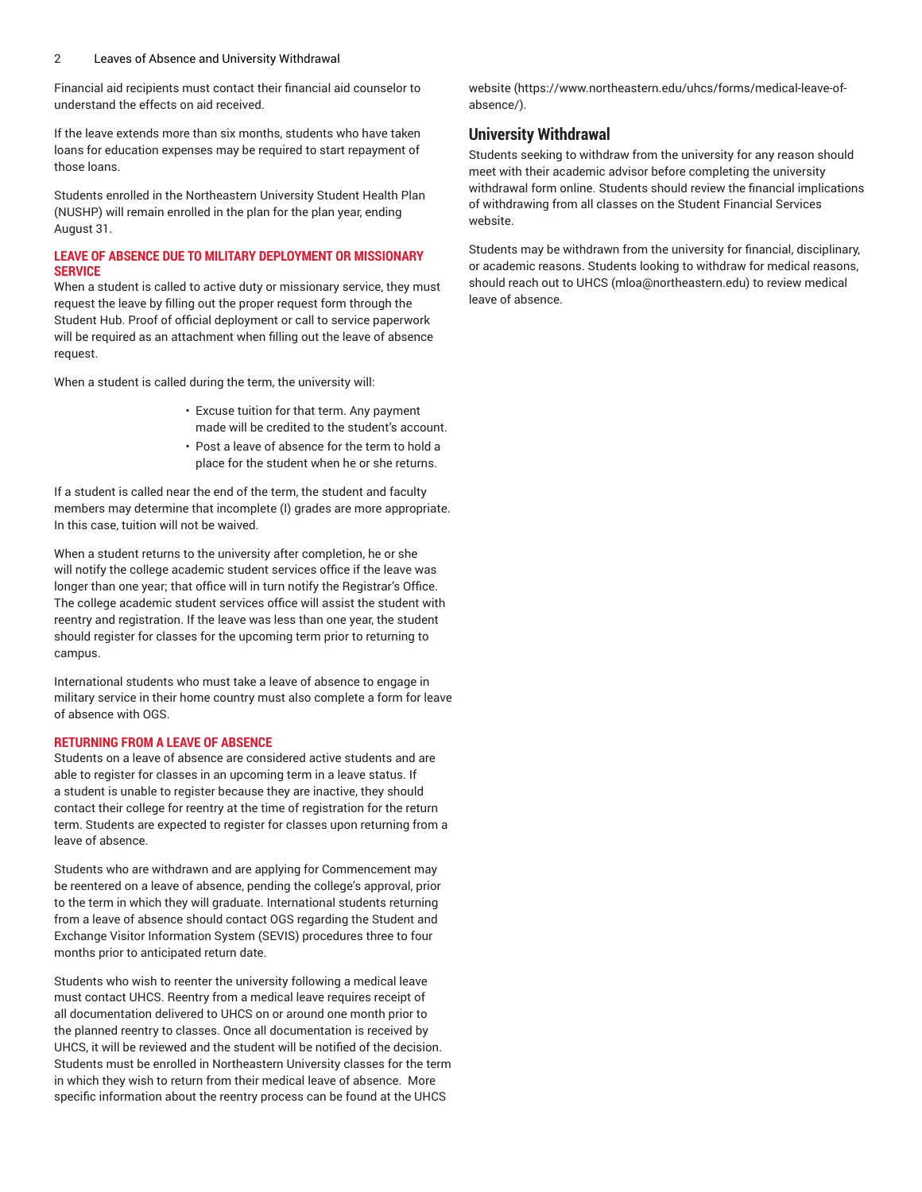Financial aid recipients must contact their financial aid counselor to understand the effects on aid received.

If the leave extends more than six months, students who have taken loans for education expenses may be required to start repayment of those loans.

Students enrolled in the Northeastern University Student Health Plan (NUSHP) will remain enrolled in the plan for the plan year, ending August 31.

#### LEAVE OF ABSENCE DUE TO MILITARY DEPLOYMENT OR MISSIONARY SERVICE

When a student is called to active duty or missionary service, they must request the leave by filling out the proper request form through the Student Hub. Proof of official deployment or call to service paperwork will be required as an attachment when filling out the leave of absence request.

When a student is called during the term, the university will:

- Excuse tuition for that term. Any payment made will be credited to the student's account.
- Post a leave of absence for the term to hold a place for the student when he or she returns.

If a student is called near the end of the term, the student and faculty members may determine that incomplete (I) grades are more appropriate. In this case, tuition will not be waived.

When a student returns to the university after completion, he or she will notify the college academic student services office if the leave was longer than one year; that office will in turn notify the Registrar's Office. The college academic student services office will assist the student with reentry and registration. If the leave was less than one year, the student should register for classes for the upcoming term prior to returning to campus.

International students who must take a leave of absence to engage in military service in their home country must also complete a form for leave of absence with OGS.

#### RETURNING FROM A LEAVE OF ABSENCE

Students on a leave of absence are considered active students and are able to register for classes in an upcoming term in a leave status. If a student is unable to register because they are inactive, they should contact their college for reentry at the time of registration for the return term. Students are expected to register for classes upon returning from a leave of absence.

Students who are withdrawn and are applying for Commencement may be reentered on a leave of absence, pending the college's approval, prior to the term in which they will graduate. International students returning from a leave of absence should contact OGS regarding the Student and Exchange Visitor Information System (SEVIS) procedures three to four months prior to anticipated return date.

Students who wish to reenter the university following a medical leave must contact UHCS. Reentry from a medical leave requires receipt of all documentation delivered to UHCS on or around one month prior to the planned reentry to classes. Once all documentation is received by UHCS, it will be reviewed and the student will be notified of the decision. Students must be enrolled in Northeastern University classes for the term in which they wish to return from their medical leave of absence. More specific information about the reentry process can be found at the UHCS website (https://www.northeastern.edu/uhcs/forms/medical-leave-of-absence/).

## University Withdrawal

Students seeking to withdraw from the university for any reason should meet with their academic advisor before completing the university withdrawal form online. Students should review the financial implications of withdrawing from all classes on the Student Financial Services website.

Students may be withdrawn from the university for financial, disciplinary, or academic reasons. Students looking to withdraw for medical reasons, should reach out to UHCS (mloa@northeastern.edu) to review medical leave of absence.